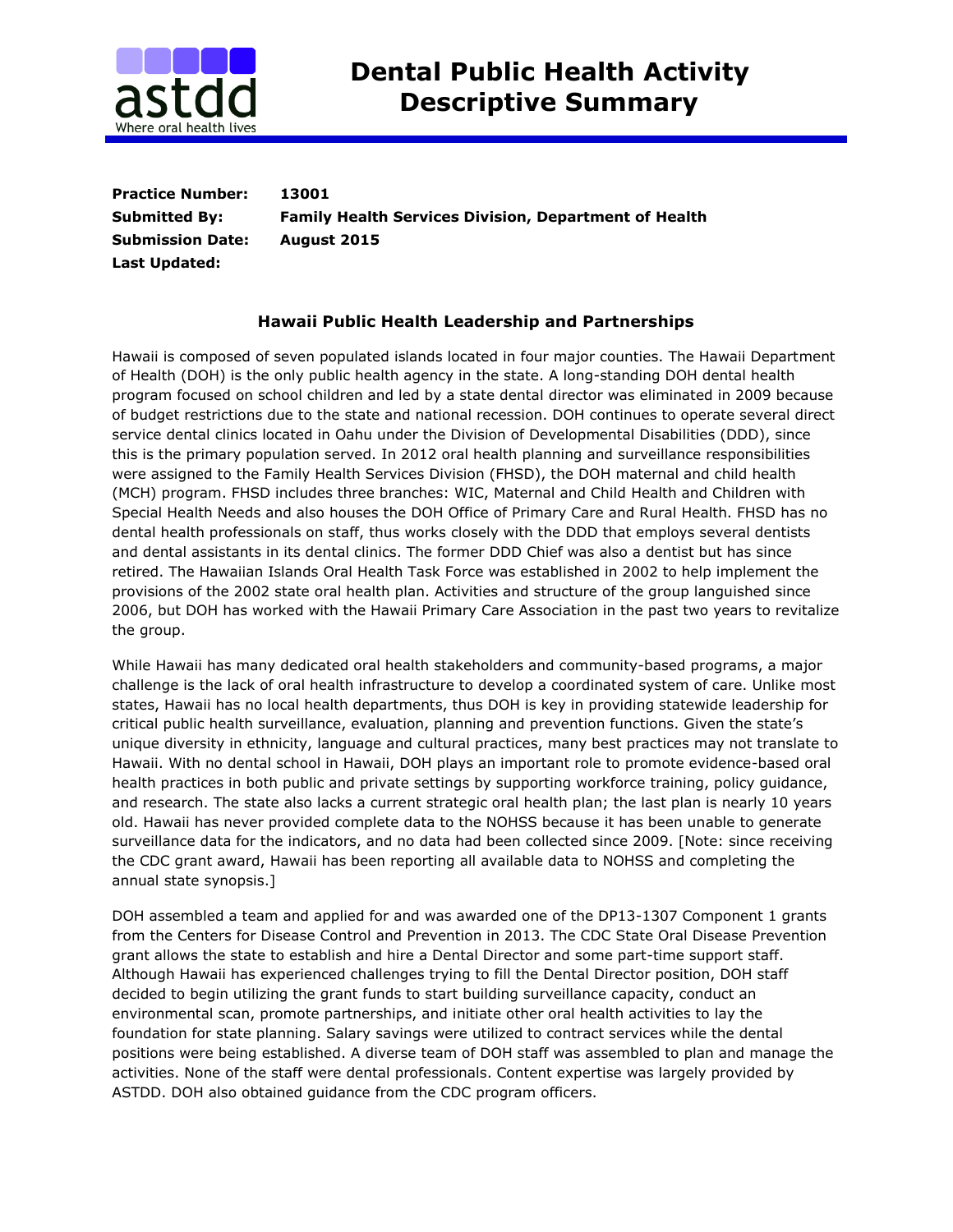# Dental Public Health Activity Descriptive Summary

**Practice Number:** 13001
**Submitted By:** Family Health Services Division, Department of Health
**Submission Date:** August 2015
**Last Updated:**

## Hawaii Public Health Leadership and Partnerships

Hawaii is composed of seven populated islands located in four major counties. The Hawaii Department of Health (DOH) is the only public health agency in the state. A long-standing DOH dental health program focused on school children and led by a state dental director was eliminated in 2009 because of budget restrictions due to the state and national recession. DOH continues to operate several direct service dental clinics located in Oahu under the Division of Developmental Disabilities (DDD), since this is the primary population served. In 2012 oral health planning and surveillance responsibilities were assigned to the Family Health Services Division (FHSD), the DOH maternal and child health (MCH) program. FHSD includes three branches: WIC, Maternal and Child Health and Children with Special Health Needs and also houses the DOH Office of Primary Care and Rural Health. FHSD has no dental health professionals on staff, thus works closely with the DDD that employs several dentists and dental assistants in its dental clinics. The former DDD Chief was also a dentist but has since retired. The Hawaiian Islands Oral Health Task Force was established in 2002 to help implement the provisions of the 2002 state oral health plan. Activities and structure of the group languished since 2006, but DOH has worked with the Hawaii Primary Care Association in the past two years to revitalize the group.

While Hawaii has many dedicated oral health stakeholders and community-based programs, a major challenge is the lack of oral health infrastructure to develop a coordinated system of care. Unlike most states, Hawaii has no local health departments, thus DOH is key in providing statewide leadership for critical public health surveillance, evaluation, planning and prevention functions. Given the state's unique diversity in ethnicity, language and cultural practices, many best practices may not translate to Hawaii. With no dental school in Hawaii, DOH plays an important role to promote evidence-based oral health practices in both public and private settings by supporting workforce training, policy guidance, and research. The state also lacks a current strategic oral health plan; the last plan is nearly 10 years old. Hawaii has never provided complete data to the NOHSS because it has been unable to generate surveillance data for the indicators, and no data had been collected since 2009. [Note: since receiving the CDC grant award, Hawaii has been reporting all available data to NOHSS and completing the annual state synopsis.]

DOH assembled a team and applied for and was awarded one of the DP13-1307 Component 1 grants from the Centers for Disease Control and Prevention in 2013. The CDC State Oral Disease Prevention grant allows the state to establish and hire a Dental Director and some part-time support staff. Although Hawaii has experienced challenges trying to fill the Dental Director position, DOH staff decided to begin utilizing the grant funds to start building surveillance capacity, conduct an environmental scan, promote partnerships, and initiate other oral health activities to lay the foundation for state planning. Salary savings were utilized to contract services while the dental positions were being established. A diverse team of DOH staff was assembled to plan and manage the activities. None of the staff were dental professionals. Content expertise was largely provided by ASTDD. DOH also obtained guidance from the CDC program officers.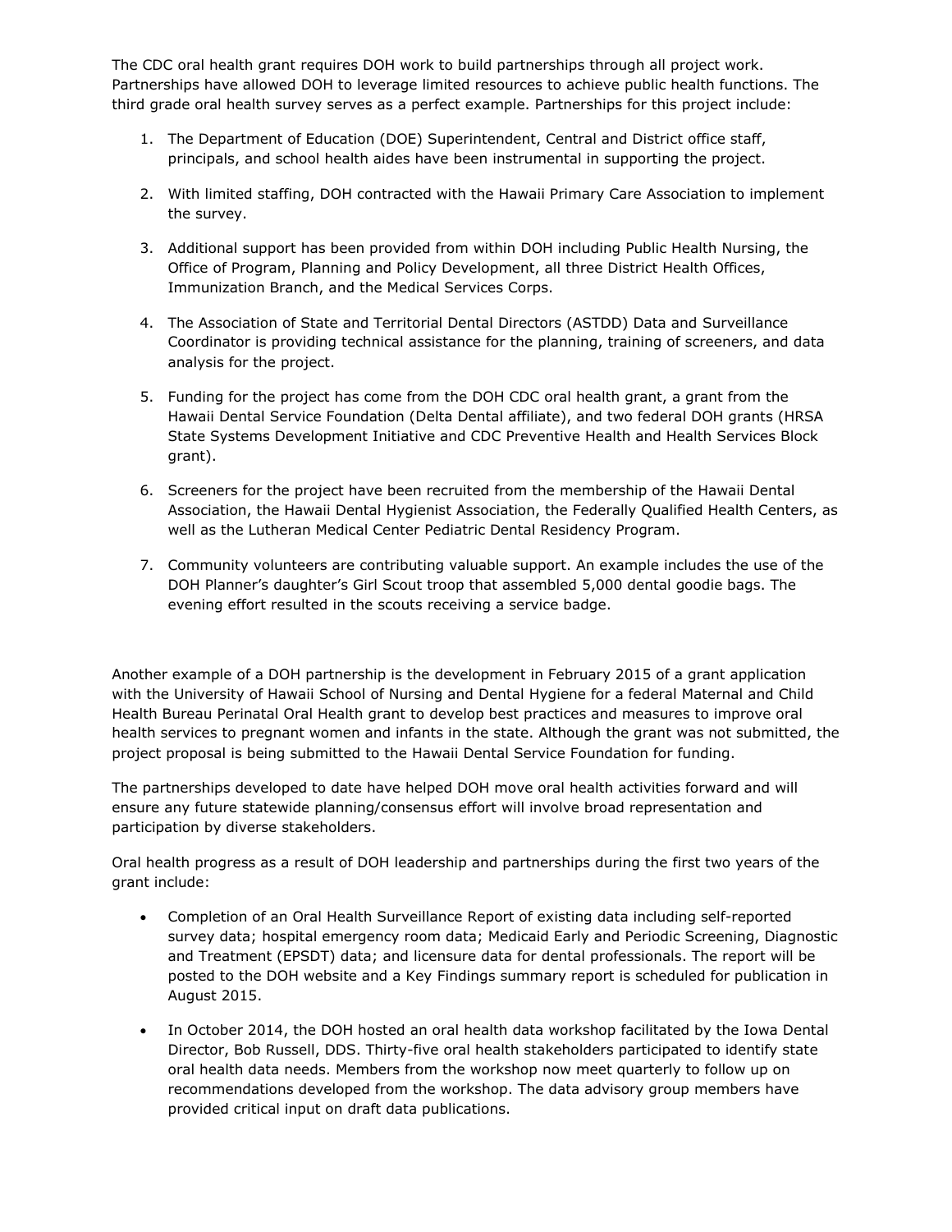The CDC oral health grant requires DOH work to build partnerships through all project work. Partnerships have allowed DOH to leverage limited resources to achieve public health functions. The third grade oral health survey serves as a perfect example. Partnerships for this project include:

1. The Department of Education (DOE) Superintendent, Central and District office staff, principals, and school health aides have been instrumental in supporting the project.

2. With limited staffing, DOH contracted with the Hawaii Primary Care Association to implement the survey.

3. Additional support has been provided from within DOH including Public Health Nursing, the Office of Program, Planning and Policy Development, all three District Health Offices, Immunization Branch, and the Medical Services Corps.

4. The Association of State and Territorial Dental Directors (ASTDD) Data and Surveillance Coordinator is providing technical assistance for the planning, training of screeners, and data analysis for the project.

5. Funding for the project has come from the DOH CDC oral health grant, a grant from the Hawaii Dental Service Foundation (Delta Dental affiliate), and two federal DOH grants (HRSA State Systems Development Initiative and CDC Preventive Health and Health Services Block grant).

6. Screeners for the project have been recruited from the membership of the Hawaii Dental Association, the Hawaii Dental Hygienist Association, the Federally Qualified Health Centers, as well as the Lutheran Medical Center Pediatric Dental Residency Program.

7. Community volunteers are contributing valuable support. An example includes the use of the DOH Planner's daughter's Girl Scout troop that assembled 5,000 dental goodie bags. The evening effort resulted in the scouts receiving a service badge.

Another example of a DOH partnership is the development in February 2015 of a grant application with the University of Hawaii School of Nursing and Dental Hygiene for a federal Maternal and Child Health Bureau Perinatal Oral Health grant to develop best practices and measures to improve oral health services to pregnant women and infants in the state. Although the grant was not submitted, the project proposal is being submitted to the Hawaii Dental Service Foundation for funding.

The partnerships developed to date have helped DOH move oral health activities forward and will ensure any future statewide planning/consensus effort will involve broad representation and participation by diverse stakeholders.

Oral health progress as a result of DOH leadership and partnerships during the first two years of the grant include:

- Completion of an Oral Health Surveillance Report of existing data including self-reported survey data; hospital emergency room data; Medicaid Early and Periodic Screening, Diagnostic and Treatment (EPSDT) data; and licensure data for dental professionals. The report will be posted to the DOH website and a Key Findings summary report is scheduled for publication in August 2015.

- In October 2014, the DOH hosted an oral health data workshop facilitated by the Iowa Dental Director, Bob Russell, DDS. Thirty-five oral health stakeholders participated to identify state oral health data needs. Members from the workshop now meet quarterly to follow up on recommendations developed from the workshop. The data advisory group members have provided critical input on draft data publications.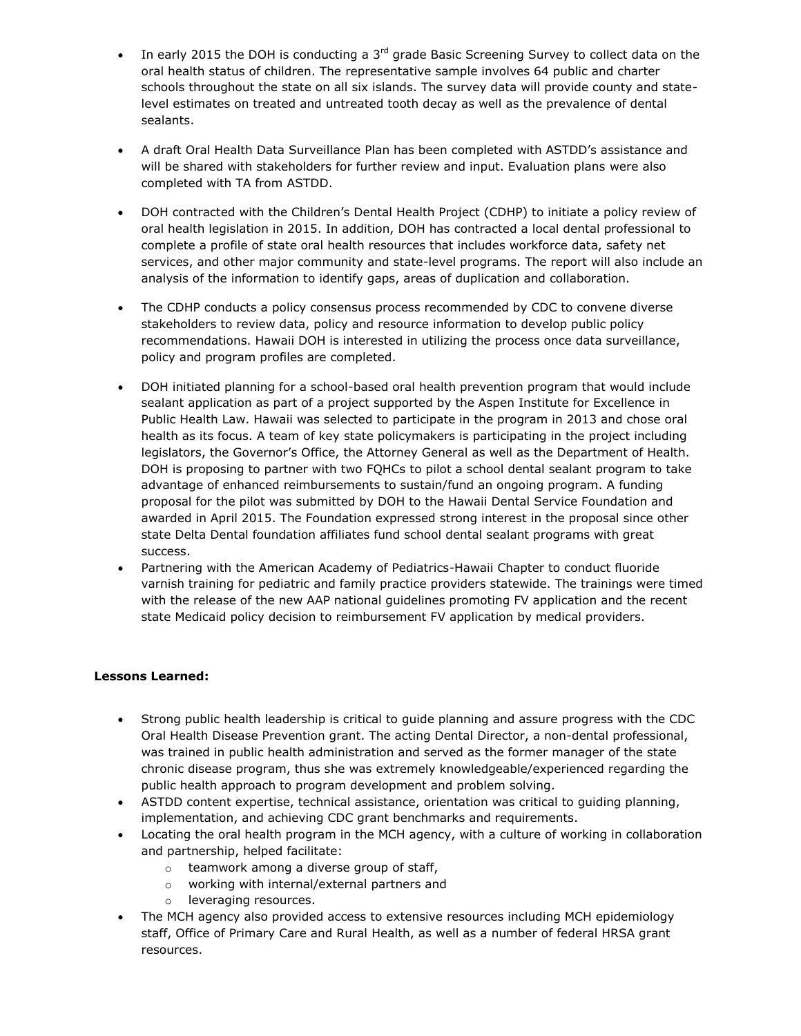- In early 2015 the DOH is conducting a 3rd grade Basic Screening Survey to collect data on the oral health status of children. The representative sample involves 64 public and charter schools throughout the state on all six islands. The survey data will provide county and state-level estimates on treated and untreated tooth decay as well as the prevalence of dental sealants.

- A draft Oral Health Data Surveillance Plan has been completed with ASTDD's assistance and will be shared with stakeholders for further review and input. Evaluation plans were also completed with TA from ASTDD.

- DOH contracted with the Children's Dental Health Project (CDHP) to initiate a policy review of oral health legislation in 2015. In addition, DOH has contracted a local dental professional to complete a profile of state oral health resources that includes workforce data, safety net services, and other major community and state-level programs. The report will also include an analysis of the information to identify gaps, areas of duplication and collaboration.

- The CDHP conducts a policy consensus process recommended by CDC to convene diverse stakeholders to review data, policy and resource information to develop public policy recommendations. Hawaii DOH is interested in utilizing the process once data surveillance, policy and program profiles are completed.

- DOH initiated planning for a school-based oral health prevention program that would include sealant application as part of a project supported by the Aspen Institute for Excellence in Public Health Law. Hawaii was selected to participate in the program in 2013 and chose oral health as its focus. A team of key state policymakers is participating in the project including legislators, the Governor's Office, the Attorney General as well as the Department of Health. DOH is proposing to partner with two FQHCs to pilot a school dental sealant program to take advantage of enhanced reimbursements to sustain/fund an ongoing program. A funding proposal for the pilot was submitted by DOH to the Hawaii Dental Service Foundation and awarded in April 2015. The Foundation expressed strong interest in the proposal since other state Delta Dental foundation affiliates fund school dental sealant programs with great success.
- Partnering with the American Academy of Pediatrics-Hawaii Chapter to conduct fluoride varnish training for pediatric and family practice providers statewide. The trainings were timed with the release of the new AAP national guidelines promoting FV application and the recent state Medicaid policy decision to reimbursement FV application by medical providers.

**Lessons Learned:**

- Strong public health leadership is critical to guide planning and assure progress with the CDC Oral Health Disease Prevention grant. The acting Dental Director, a non-dental professional, was trained in public health administration and served as the former manager of the state chronic disease program, thus she was extremely knowledgeable/experienced regarding the public health approach to program development and problem solving.
- ASTDD content expertise, technical assistance, orientation was critical to guiding planning, implementation, and achieving CDC grant benchmarks and requirements.
- Locating the oral health program in the MCH agency, with a culture of working in collaboration and partnership, helped facilitate:
  - teamwork among a diverse group of staff,
  - working with internal/external partners and
  - leveraging resources.
- The MCH agency also provided access to extensive resources including MCH epidemiology staff, Office of Primary Care and Rural Health, as well as a number of federal HRSA grant resources.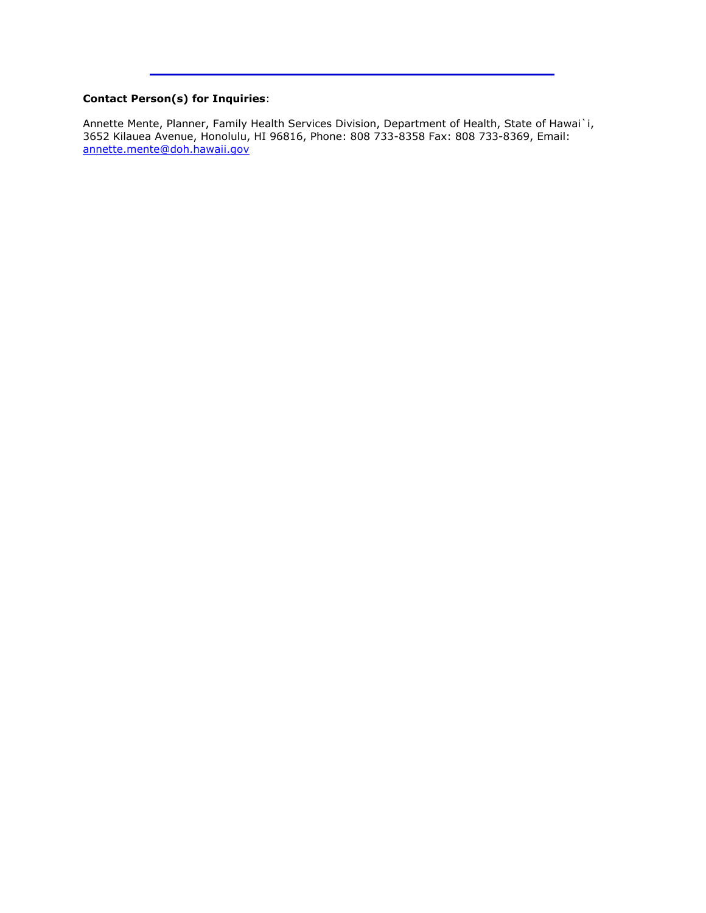**Contact Person(s) for Inquiries**:

Annette Mente, Planner, Family Health Services Division, Department of Health, State of Hawai`i, 3652 Kilauea Avenue, Honolulu, HI 96816, Phone: 808 733-8358 Fax: 808 733-8369, Email: annette.mente@doh.hawaii.gov